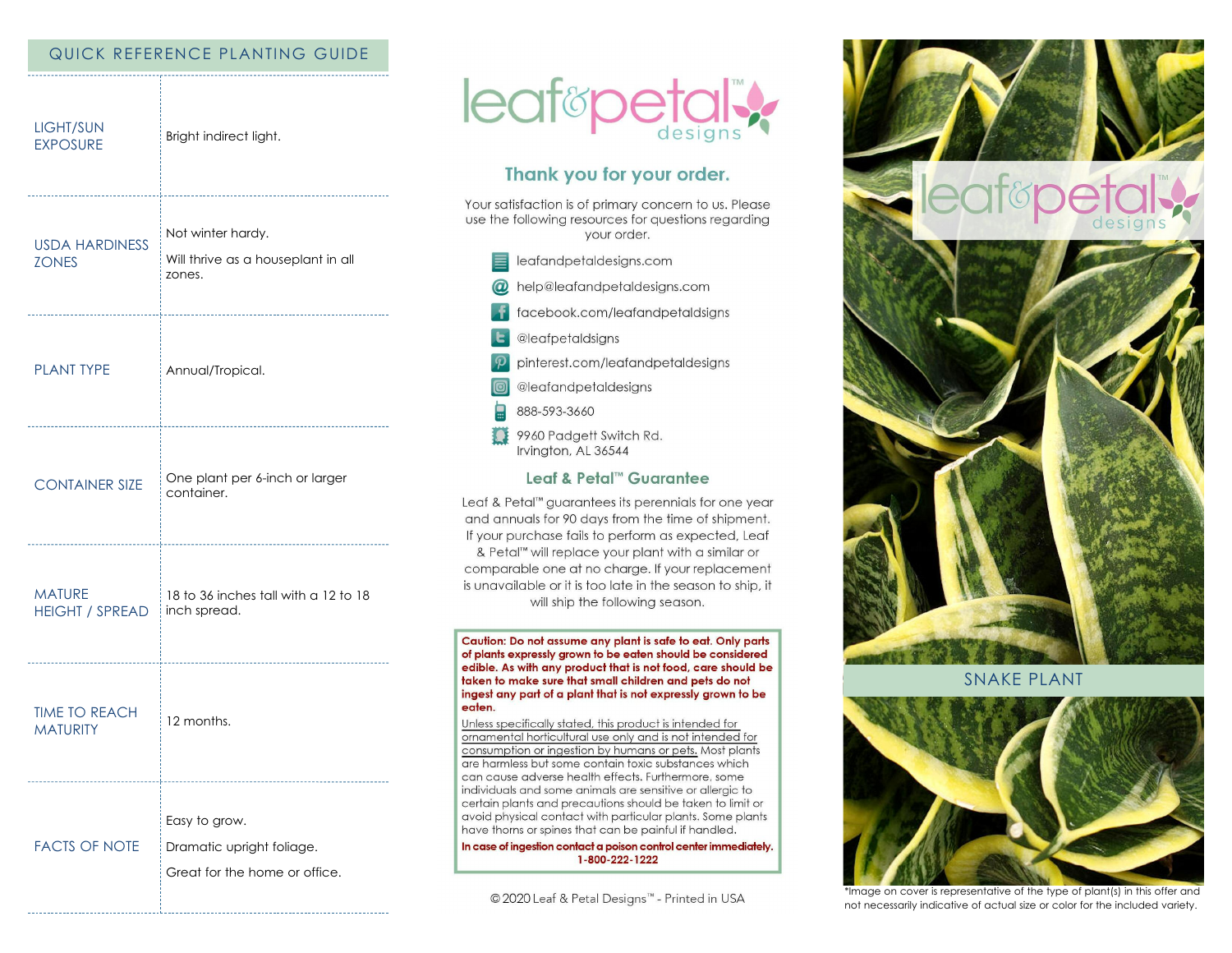## QUICK REFERENCE PLANTING GUIDE

| | |
|---|---|
| LIGHT/SUN EXPOSURE | Bright indirect light. |
| USDA HARDINESS ZONES | Not winter hardy.<br><br>Will thrive as a houseplant in all zones. |
| PLANT TYPE | Annual/Tropical. |
| CONTAINER SIZE | One plant per 6-inch or larger container. |
| MATURE HEIGHT / SPREAD | 18 to 36 inches tall with a 12 to 18 inch spread. |
| TIME TO REACH MATURITY | 12 months. |
| FACTS OF NOTE | Easy to grow.<br><br>Dramatic upright foliage.<br><br>Great for the home or office. |

leaf&petal™ designs

## Thank you for your order.

Your satisfaction is of primary concern to us. Please use the following resources for questions regarding your order.

- leafandpetaldesigns.com
- help@leafandpetaldesigns.com
- facebook.com/leafandpetaldsigns
- @leafpetaldsigns
- pinterest.com/leafandpetaldesigns
- @leafandpetaldesigns
- 888-593-3660
- 9960 Padgett Switch Rd.
  Irvington, AL 36544

## Leaf & Petal™ Guarantee

Leaf & Petal™ guarantees its perennials for one year and annuals for 90 days from the time of shipment. If your purchase fails to perform as expected, Leaf & Petal™ will replace your plant with a similar or comparable one at no charge. If your replacement is unavailable or it is too late in the season to ship, it will ship the following season.

**Caution: Do not assume any plant is safe to eat. Only parts of plants expressly grown to be eaten should be considered edible. As with any product that is not food, care should be taken to make sure that small children and pets do not ingest any part of a plant that is not expressly grown to be eaten.**

Unless specifically stated, this product is intended for ornamental horticultural use only and is not intended for consumption or ingestion by humans or pets. Most plants are harmless but some contain toxic substances which can cause adverse health effects. Furthermore, some individuals and some animals are sensitive or allergic to certain plants and precautions should be taken to limit or avoid physical contact with particular plants. Some plants have thorns or spines that can be painful if handled.

**In case of ingestion contact a poison control center immediately. 1-800-222-1222**

© 2020 Leaf & Petal Designs™ - Printed in USA

leaf&petal™ designs

## SNAKE PLANT

*Image on cover is representative of the type of plant(s) in this offer and not necessarily indicative of actual size or color for the included variety.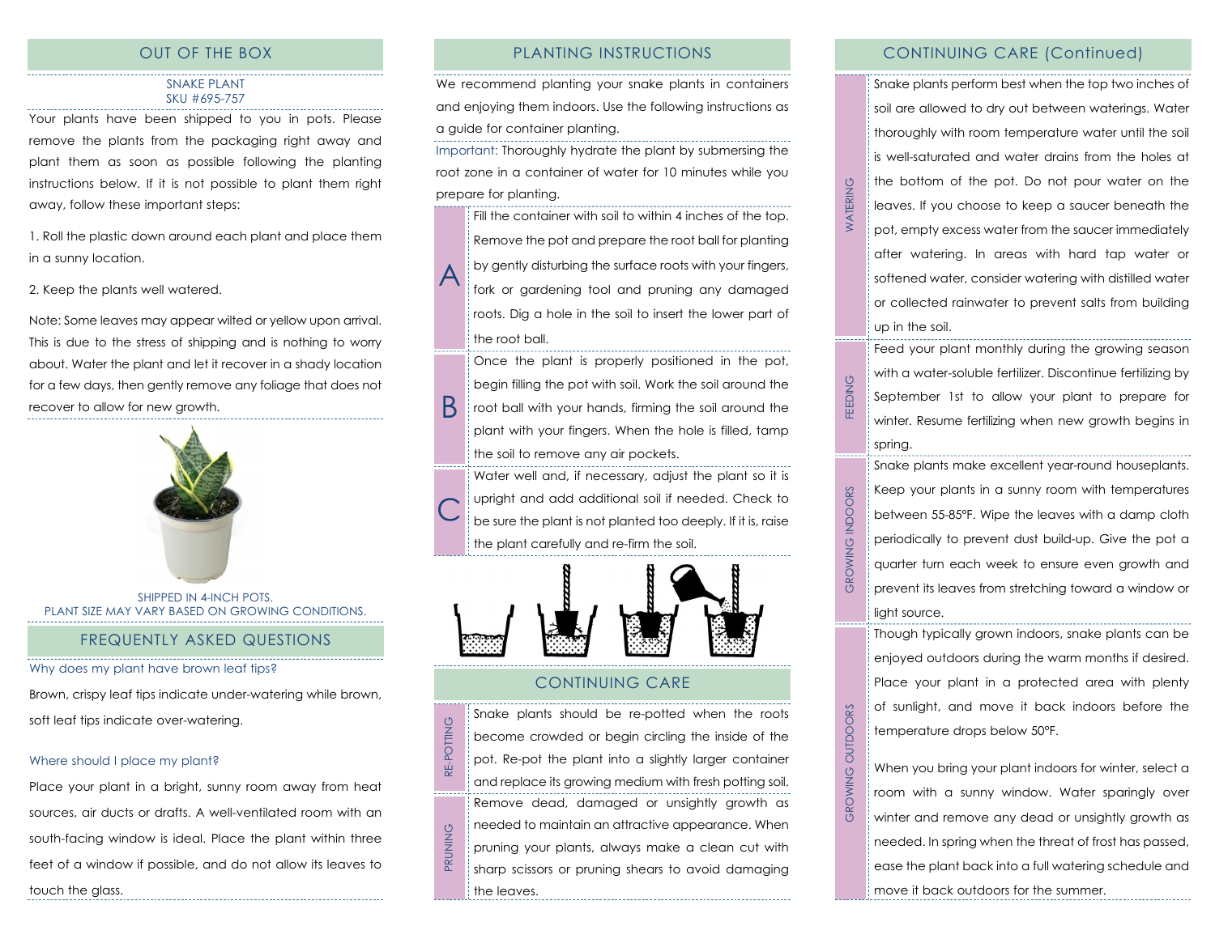## OUT OF THE BOX

SNAKE PLANT
SKU #695-757

Your plants have been shipped to you in pots. Please remove the plants from the packaging right away and plant them as soon as possible following the planting instructions below. If it is not possible to plant them right away, follow these important steps:

1. Roll the plastic down around each plant and place them in a sunny location.

2. Keep the plants well watered.

Note: Some leaves may appear wilted or yellow upon arrival. This is due to the stress of shipping and is nothing to worry about. Water the plant and let it recover in a shady location for a few days, then gently remove any foliage that does not recover to allow for new growth.

SHIPPED IN 4-INCH POTS.
PLANT SIZE MAY VARY BASED ON GROWING CONDITIONS.

## FREQUENTLY ASKED QUESTIONS

Why does my plant have brown leaf tips?

Brown, crispy leaf tips indicate under-watering while brown, soft leaf tips indicate over-watering.

Where should I place my plant?

Place your plant in a bright, sunny room away from heat sources, air ducts or drafts. A well-ventilated room with an south-facing window is ideal. Place the plant within three feet of a window if possible, and do not allow its leaves to touch the glass.

## PLANTING INSTRUCTIONS

We recommend planting your snake plants in containers and enjoying them indoors. Use the following instructions as a guide for container planting.

Important: Thoroughly hydrate the plant by submersing the root zone in a container of water for 10 minutes while you prepare for planting.

**A** Fill the container with soil to within 4 inches of the top. Remove the pot and prepare the root ball for planting by gently disturbing the surface roots with your fingers, fork or gardening tool and pruning any damaged roots. Dig a hole in the soil to insert the lower part of the root ball.

**B** Once the plant is properly positioned in the pot, begin filling the pot with soil. Work the soil around the root ball with your hands, firming the soil around the plant with your fingers. When the hole is filled, tamp the soil to remove any air pockets.

**C** Water well and, if necessary, adjust the plant so it is upright and add additional soil if needed. Check to be sure the plant is not planted too deeply. If it is, raise the plant carefully and re-firm the soil.

## CONTINUING CARE

**RE-POTTING:** Snake plants should be re-potted when the roots become crowded or begin circling the inside of the pot. Re-pot the plant into a slightly larger container and replace its growing medium with fresh potting soil.

**PRUNING:** Remove dead, damaged or unsightly growth as needed to maintain an attractive appearance. When pruning your plants, always make a clean cut with sharp scissors or pruning shears to avoid damaging the leaves.

## CONTINUING CARE (Continued)

**WATERING:** Snake plants perform best when the top two inches of soil are allowed to dry out between waterings. Water thoroughly with room temperature water until the soil is well-saturated and water drains from the holes at the bottom of the pot. Do not pour water on the leaves. If you choose to keep a saucer beneath the pot, empty excess water from the saucer immediately after watering. In areas with hard tap water or softened water, consider watering with distilled water or collected rainwater to prevent salts from building up in the soil.

**FEEDING:** Feed your plant monthly during the growing season with a water-soluble fertilizer. Discontinue fertilizing by September 1st to allow your plant to prepare for winter. Resume fertilizing when new growth begins in spring.

**GROWING INDOORS:** Snake plants make excellent year-round houseplants. Keep your plants in a sunny room with temperatures between 55-85°F. Wipe the leaves with a damp cloth periodically to prevent dust build-up. Give the pot a quarter turn each week to ensure even growth and prevent its leaves from stretching toward a window or light source.

**GROWING OUTDOORS:** Though typically grown indoors, snake plants can be enjoyed outdoors during the warm months if desired. Place your plant in a protected area with plenty of sunlight, and move it back indoors before the temperature drops below 50°F.

When you bring your plant indoors for winter, select a room with a sunny window. Water sparingly over winter and remove any dead or unsightly growth as needed. In spring when the threat of frost has passed, ease the plant back into a full watering schedule and move it back outdoors for the summer.